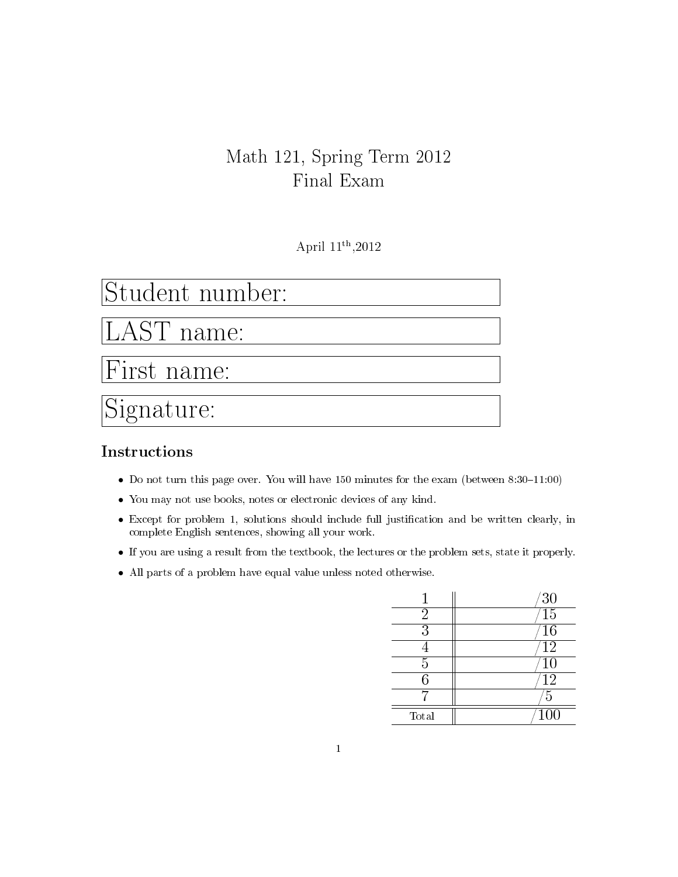# Math 121, Spring Term 2012
# Final Exam

April $11^{\text{th}}$,2012

Student number:

LAST name:

First name:

Signature:

## Instructions

- Do not turn this page over. You will have 150 minutes for the exam (between 8:30–11:00)
- You may not use books, notes or electronic devices of any kind.
- Except for problem 1, solutions should include full justification and be written clearly, in complete English sentences, showing all your work.
- If you are using a result from the textbook, the lectures or the problem sets, state it properly.
- All parts of a problem have equal value unless noted otherwise.

| | |
|---|---|
| 1 | /30 |
| 2 | /15 |
| 3 | /16 |
| 4 | /12 |
| 5 | /10 |
| 6 | /12 |
| 7 | /5 |
| Total | /100 |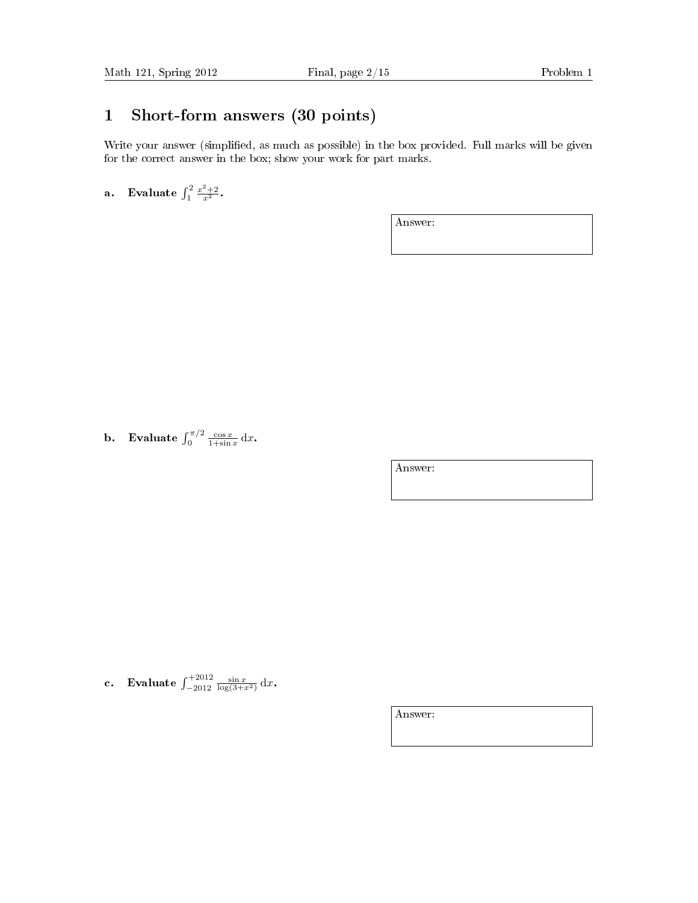# 1 Short-form answers (30 points)

Write your answer (simplified, as much as possible) in the box provided. Full marks will be given for the correct answer in the box; show your work for part marks.

**a. Evaluate** $\int_1^2 \frac{x^2+2}{x^2}$**.**

Answer:

**b. Evaluate** $\int_0^{\pi/2} \frac{\cos x}{1+\sin x}\,\mathrm{d}x$**.**

Answer:

**c. Evaluate** $\int_{-2012}^{+2012} \frac{\sin x}{\log(3+x^2)}\,\mathrm{d}x$**.**

Answer: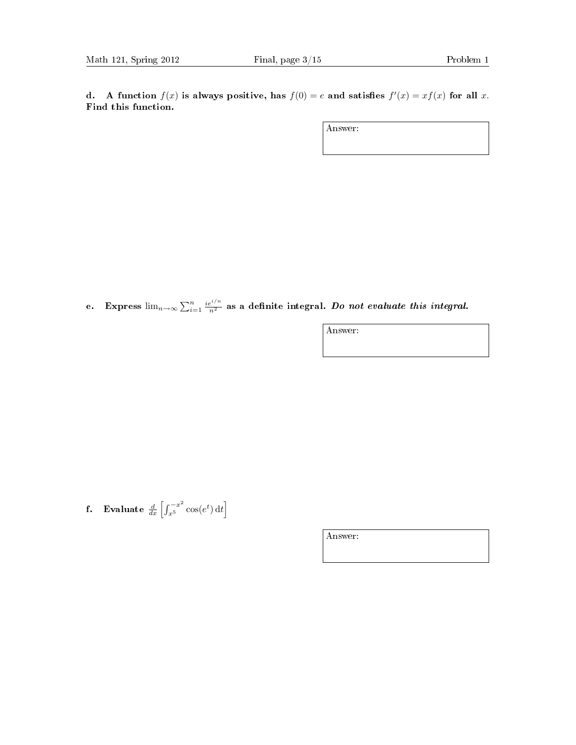**d. A function $f(x)$ is always positive, has $f(0) = e$ and satisfies $f'(x) = xf(x)$ for all $x$. Find this function.**

Answer:

**e. Express $\lim_{n\to\infty} \sum_{i=1}^{n} \frac{ie^{i/n}}{n^2}$ as a definite integral. *Do not evaluate this integral.***

Answer:

**f. Evaluate $\frac{d}{dx}\left[\int_{x^5}^{-x^2} \cos(e^t)\, \mathrm{d}t\right]$**

Answer: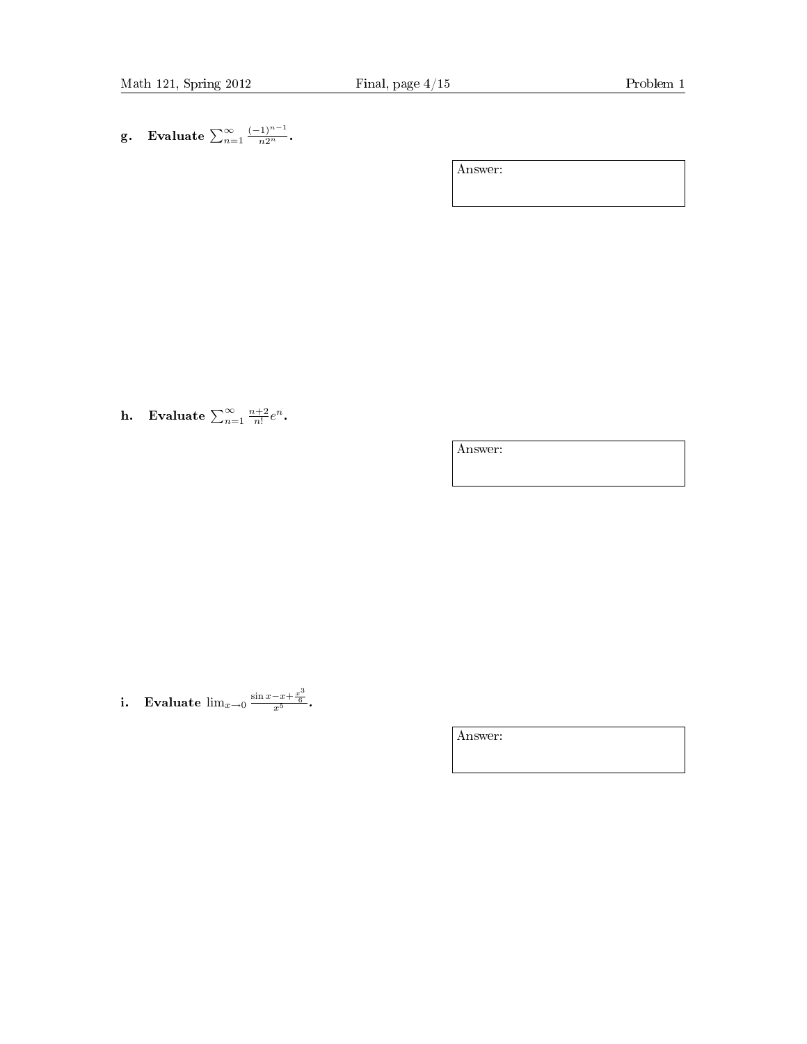**g. Evaluate $\sum_{n=1}^{\infty} \frac{(-1)^{n-1}}{n2^n}$.**

Answer:

**h. Evaluate $\sum_{n=1}^{\infty} \frac{n+2}{n!} e^n$.**

Answer:

**i. Evaluate $\lim_{x \to 0} \frac{\sin x - x + \frac{x^3}{6}}{x^5}$.**

Answer: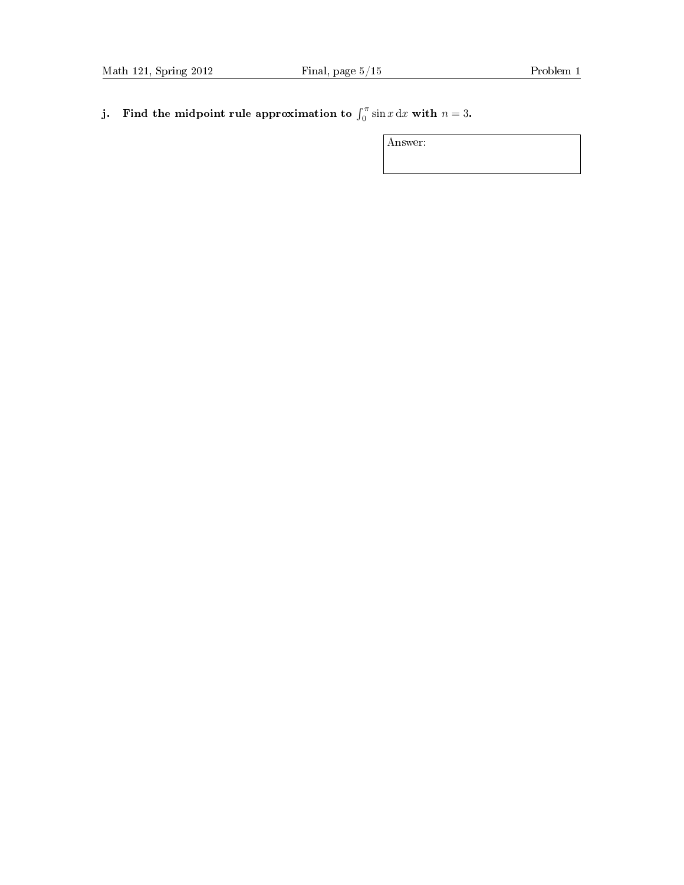**j. Find the midpoint rule approximation to $\int_0^\pi \sin x \, \mathrm{d}x$ with $n = 3$.**

| Answer: |
|---|
| |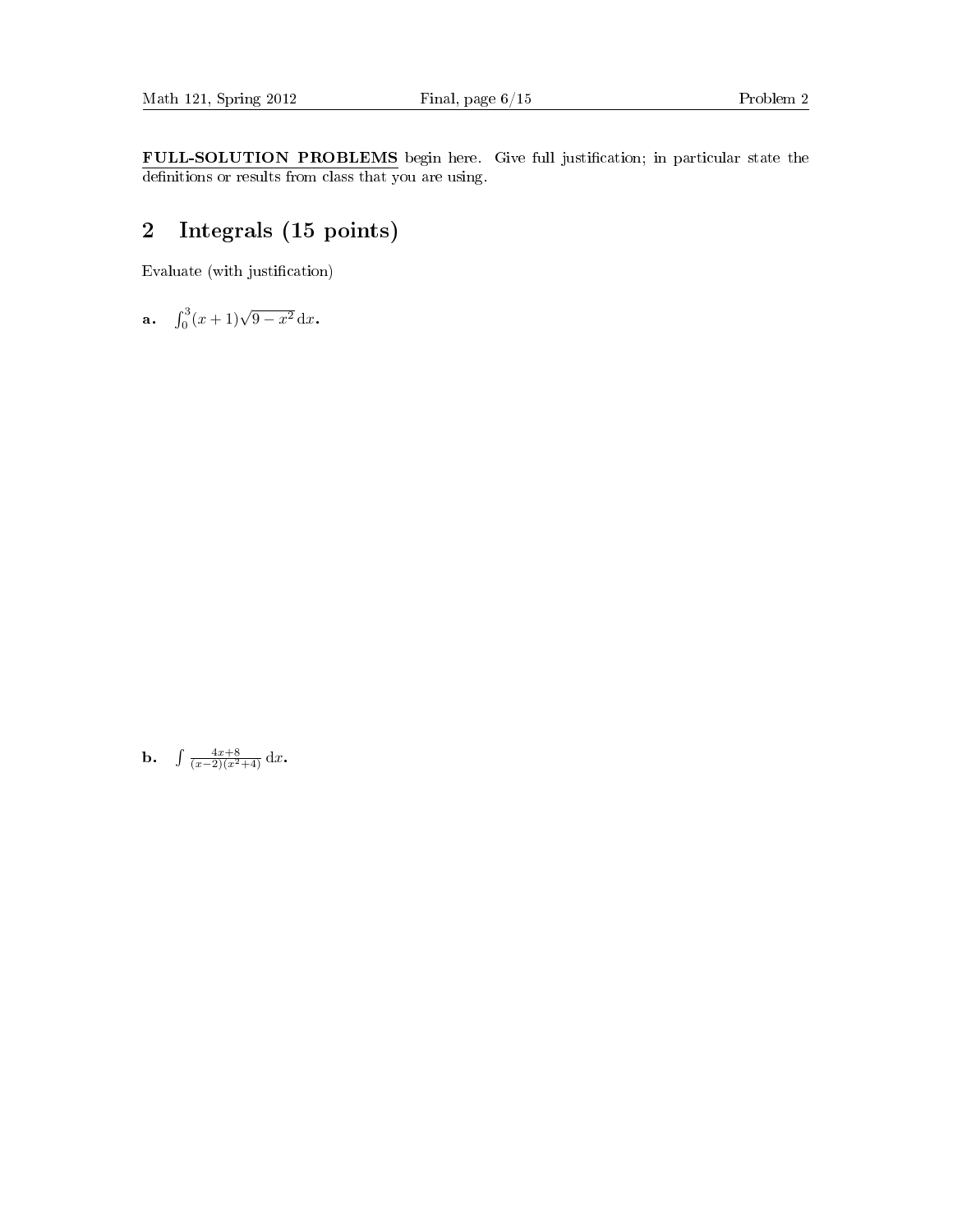**FULL-SOLUTION PROBLEMS** begin here. Give full justification; in particular state the definitions or results from class that you are using.

# 2 Integrals (15 points)

Evaluate (with justification)

**a.** $\int_0^3 (x+1)\sqrt{9-x^2}\,\mathrm{d}x$.

**b.** $\int \frac{4x+8}{(x-2)(x^2+4)}\,\mathrm{d}x$.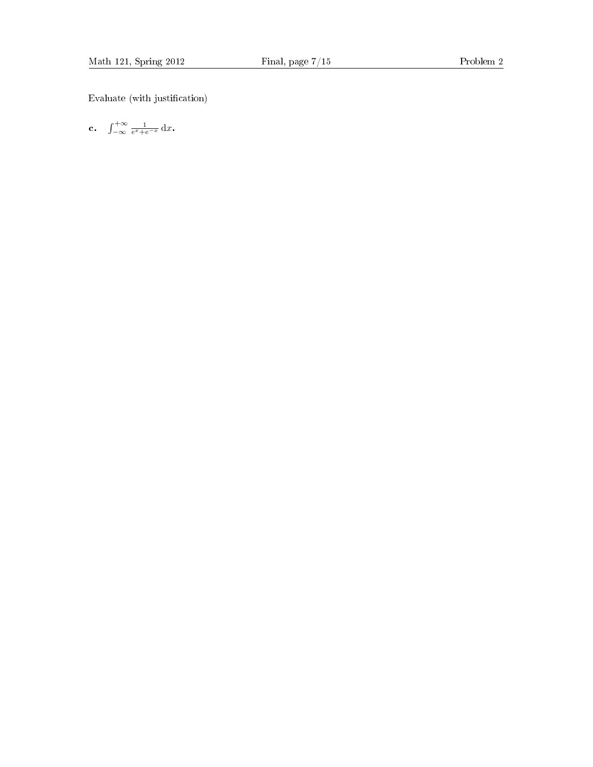Evaluate (with justification)

**c.** $\int_{-\infty}^{+\infty} \frac{1}{e^x+e^{-x}}\,\mathrm{d}x$.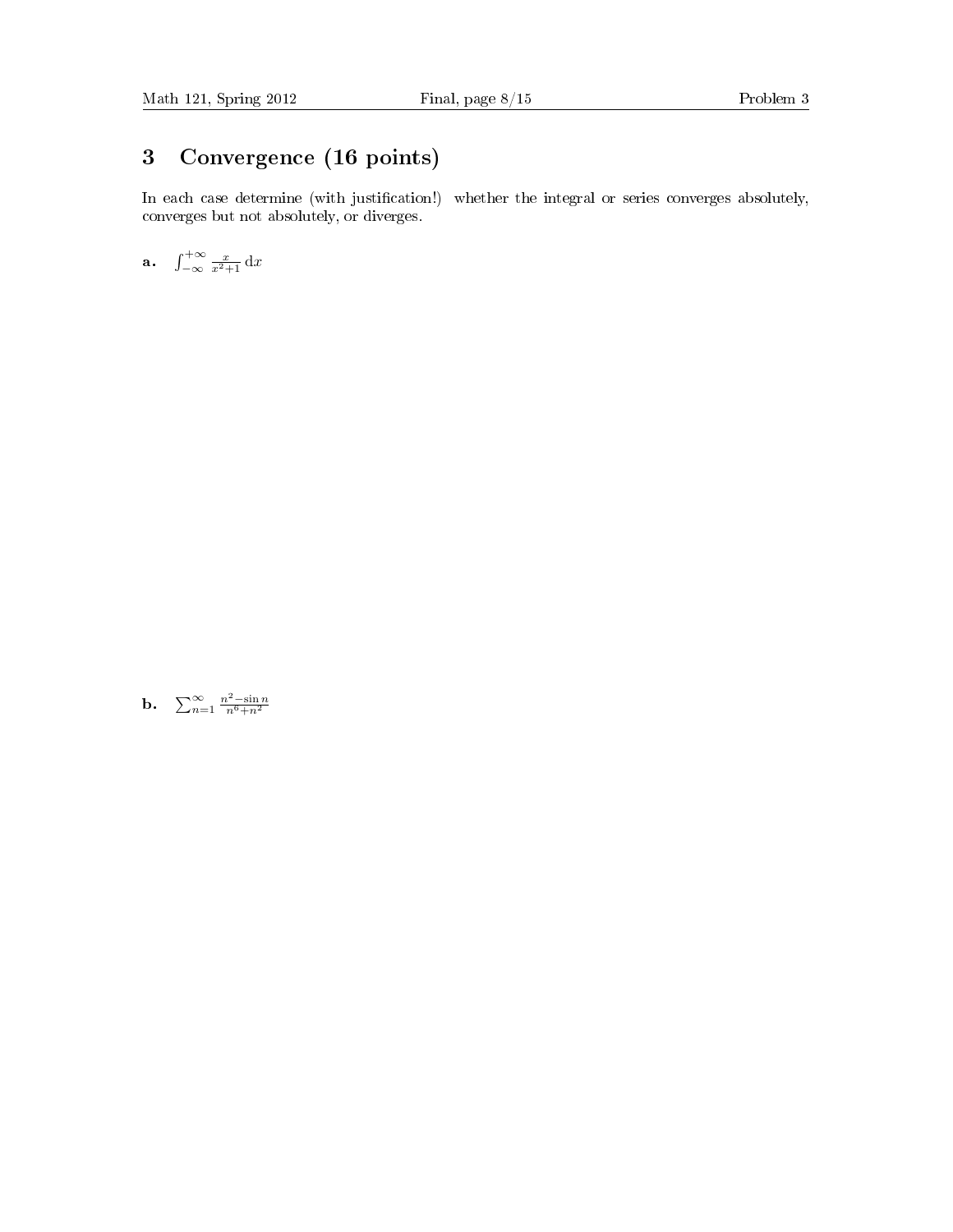# 3 Convergence (16 points)

In each case determine (with justification!) whether the integral or series converges absolutely, converges but not absolutely, or diverges.

**a.** $\int_{-\infty}^{+\infty} \frac{x}{x^2+1}\,\mathrm{d}x$

**b.** $\sum_{n=1}^{\infty} \frac{n^2 - \sin n}{n^6 + n^2}$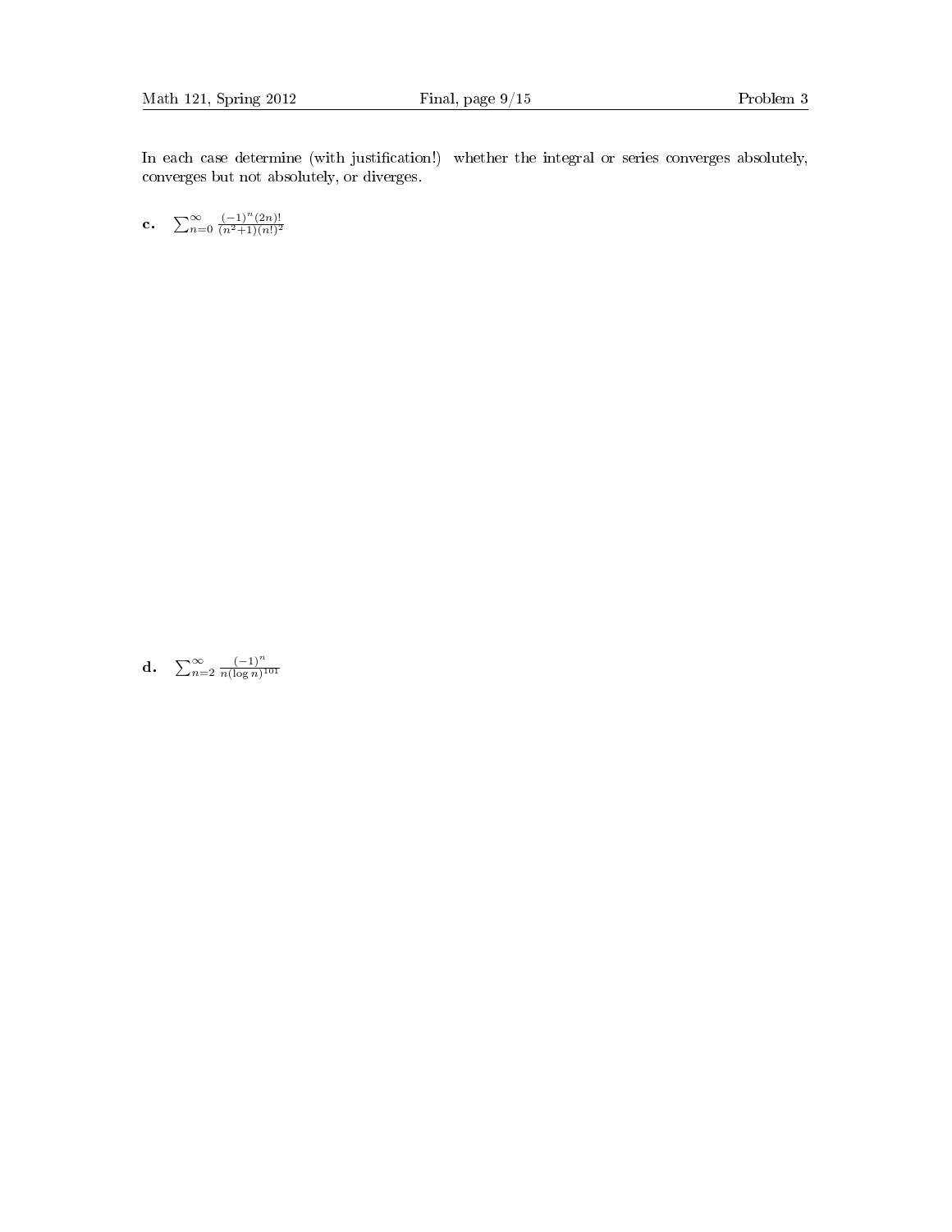In each case determine (with justification!) whether the integral or series converges absolutely, converges but not absolutely, or diverges.

**c.** $\sum_{n=0}^{\infty} \frac{(-1)^n (2n)!}{(n^2+1)(n!)^2}$

**d.** $\sum_{n=2}^{\infty} \frac{(-1)^n}{n(\log n)^{101}}$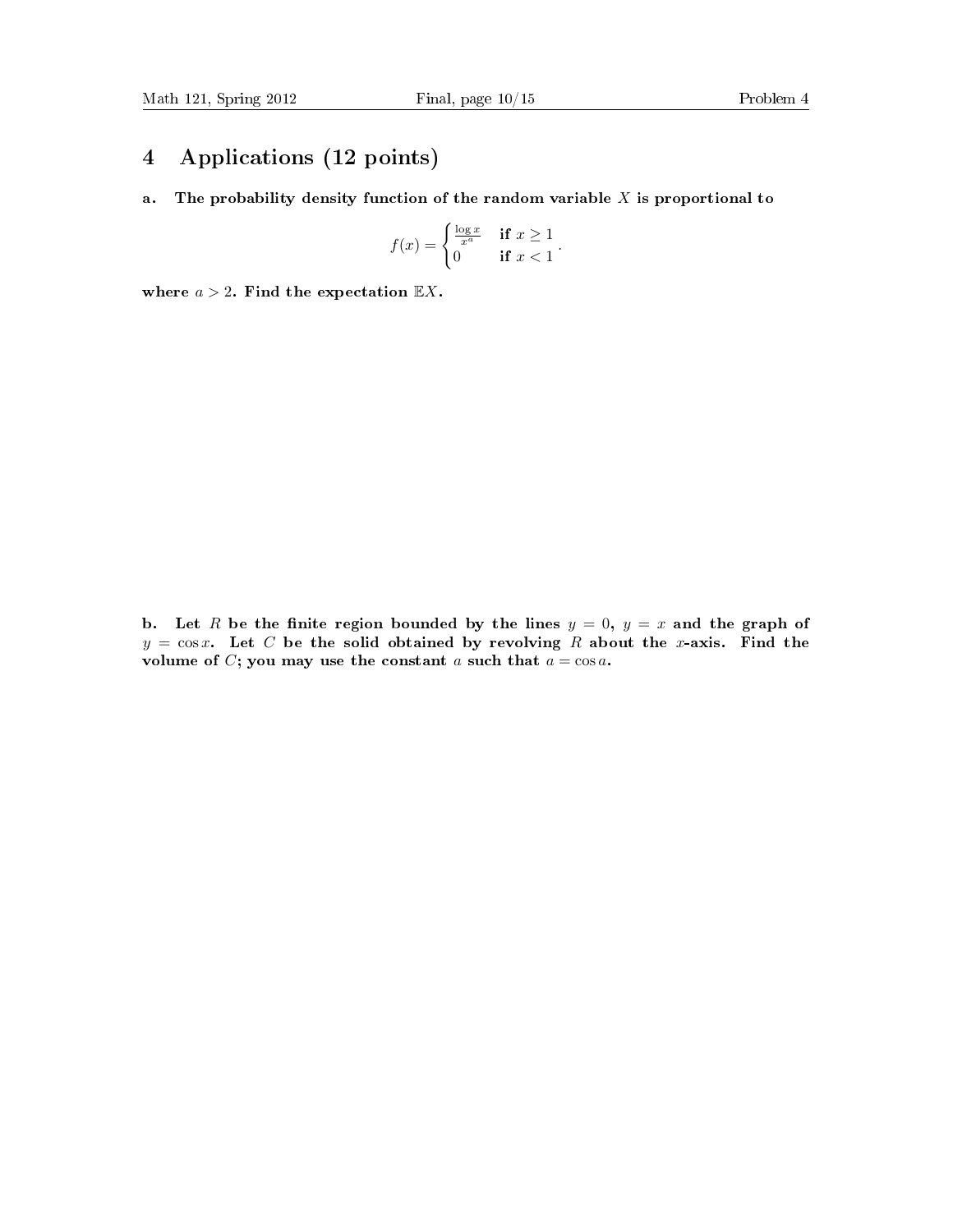# 4 Applications (12 points)

**a. The probability density function of the random variable $X$ is proportional to**

$$f(x) = \begin{cases} \frac{\log x}{x^a} & \text{if } x \geq 1 \\ 0 & \text{if } x < 1 \end{cases}.$$

**where $a > 2$. Find the expectation $\mathbb{E}X$.**

**b. Let $R$ be the finite region bounded by the lines $y = 0$, $y = x$ and the graph of $y = \cos x$. Let $C$ be the solid obtained by revolving $R$ about the $x$-axis. Find the volume of $C$; you may use the constant $a$ such that $a = \cos a$.**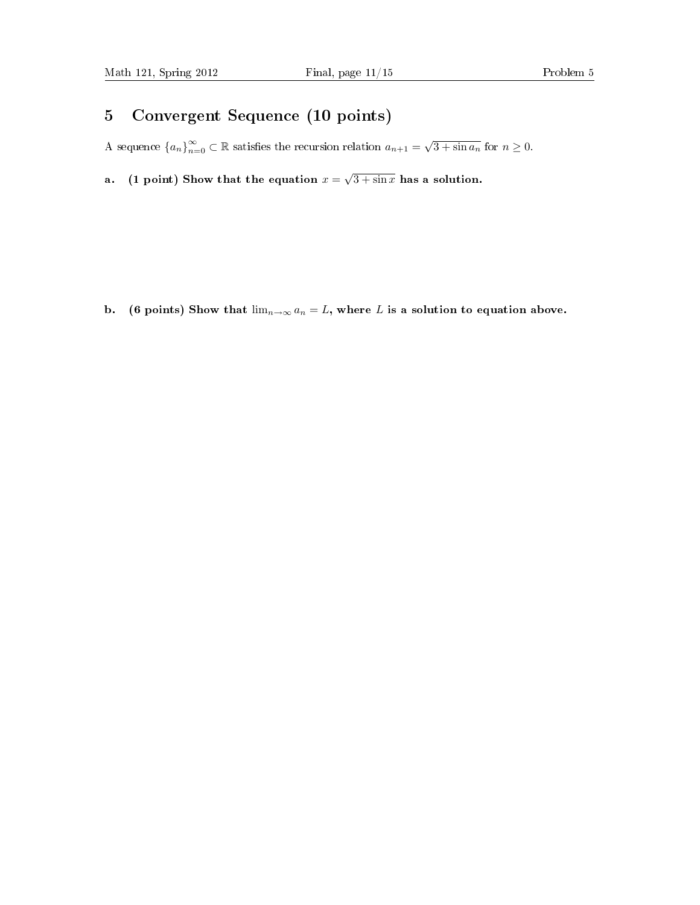## 5 Convergent Sequence (10 points)

A sequence $\{a_n\}_{n=0}^{\infty} \subset \mathbb{R}$ satisfies the recursion relation $a_{n+1} = \sqrt{3 + \sin a_n}$ for $n \geq 0$.

**a. (1 point) Show that the equation $x = \sqrt{3 + \sin x}$ has a solution.**

**b. (6 points) Show that $\lim_{n\to\infty} a_n = L$, where $L$ is a solution to equation above.**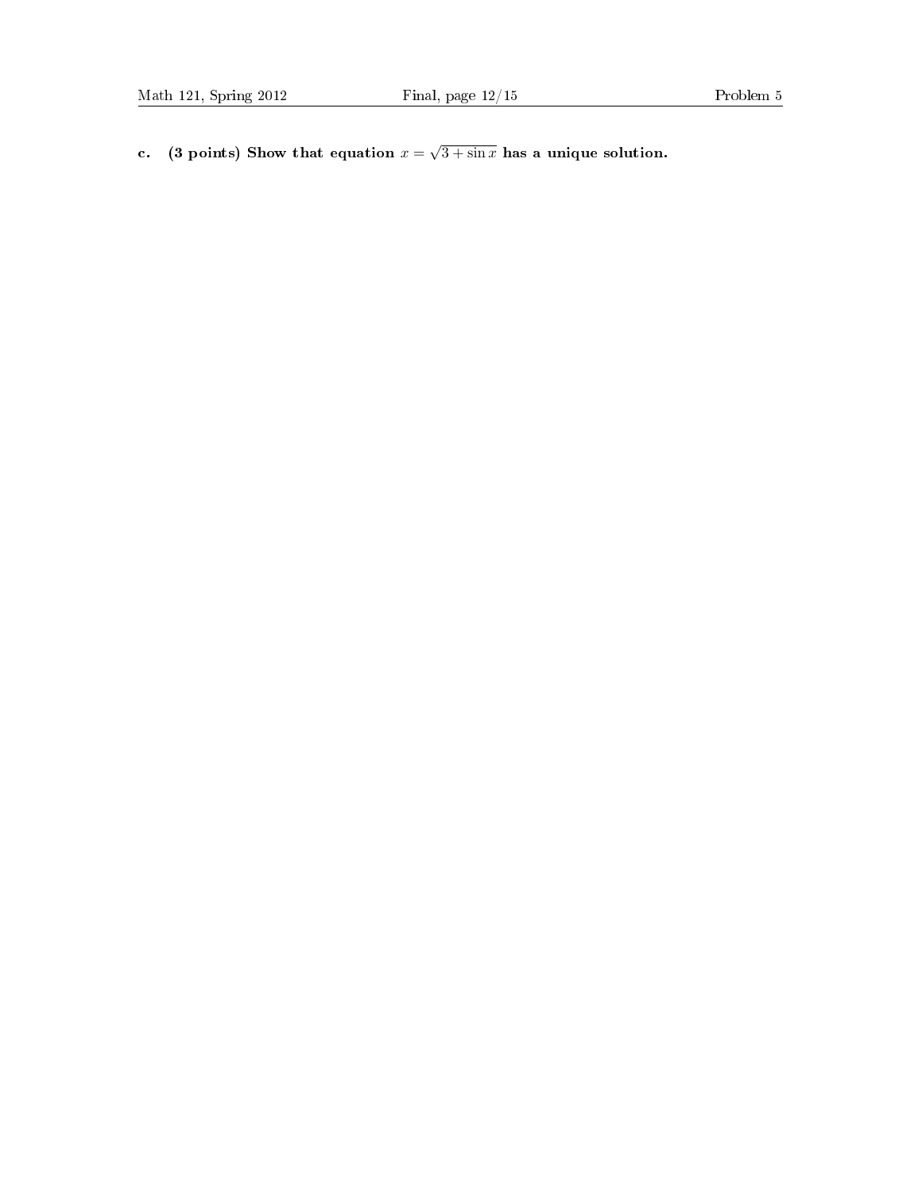**c. (3 points) Show that equation $x = \sqrt{3 + \sin x}$ has a unique solution.**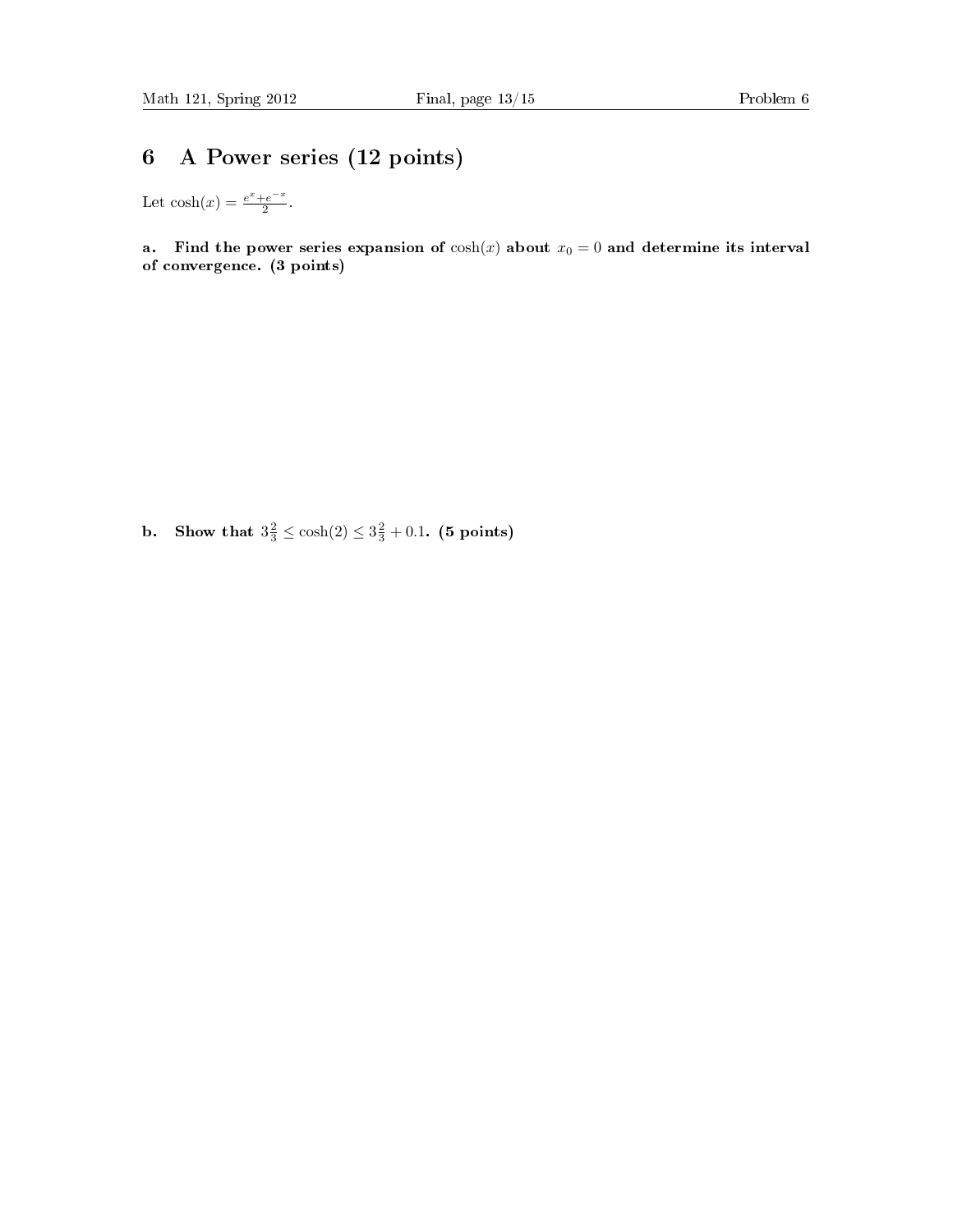# 6 A Power series (12 points)

Let $\cosh(x) = \frac{e^x + e^{-x}}{2}$.

**a. Find the power series expansion of $\cosh(x)$ about $x_0 = 0$ and determine its interval of convergence. (3 points)**

**b. Show that $3\frac{2}{3} \le \cosh(2) \le 3\frac{2}{3} + 0.1$. (5 points)**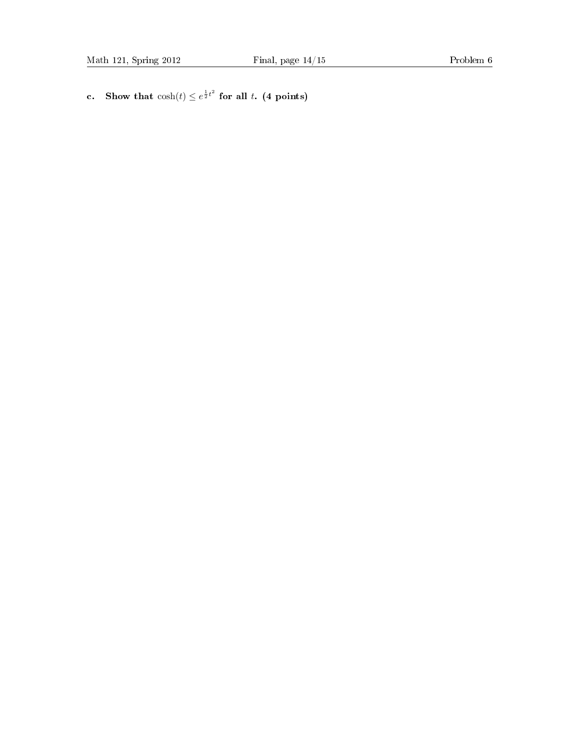**c. Show that $\cosh(t) \leq e^{\frac{1}{2}t^2}$ for all $t$. (4 points)**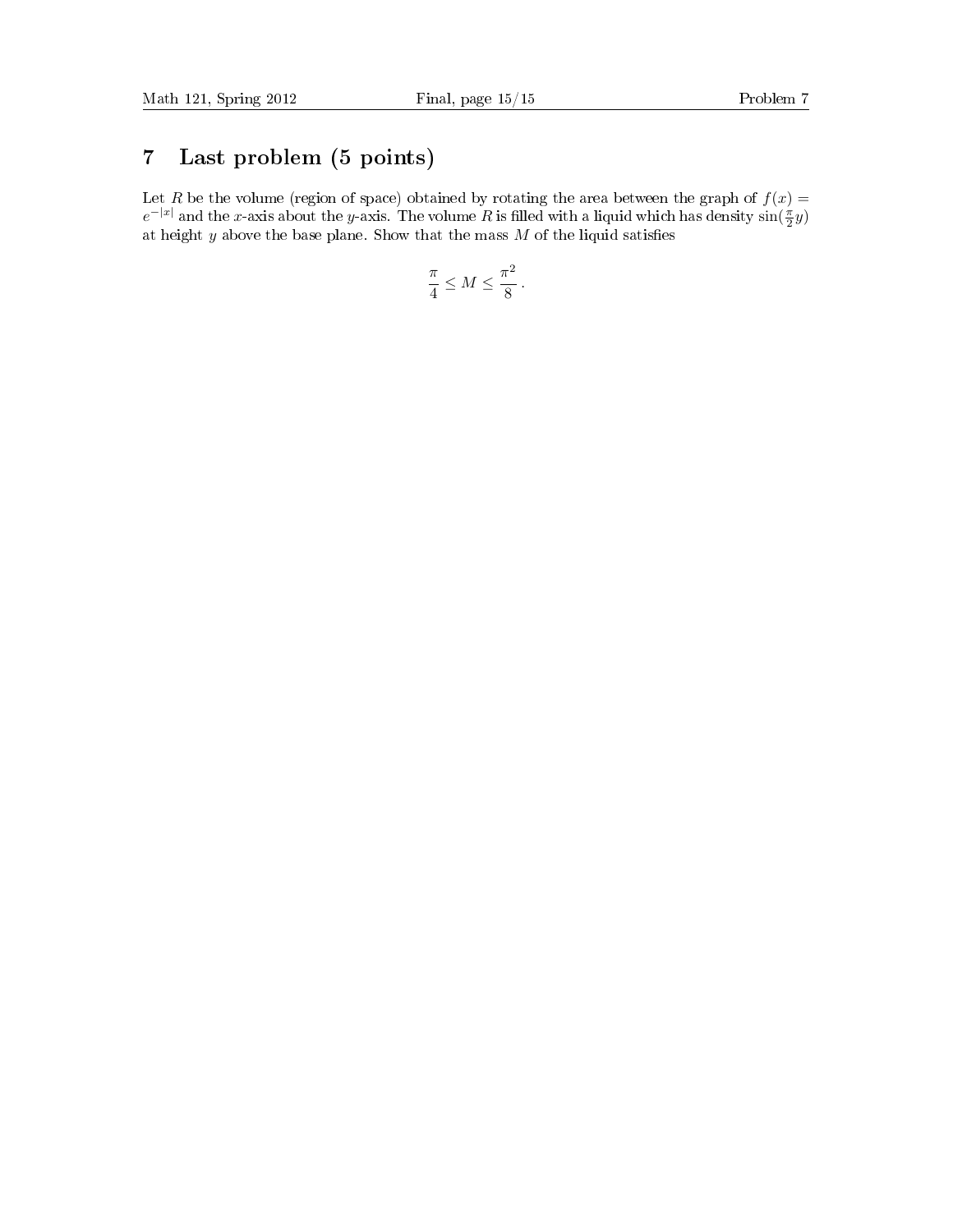## 7 Last problem (5 points)

Let $R$ be the volume (region of space) obtained by rotating the area between the graph of $f(x) = e^{-|x|}$ and the $x$-axis about the $y$-axis. The volume $R$ is filled with a liquid which has density $\sin(\frac{\pi}{2}y)$ at height $y$ above the base plane. Show that the mass $M$ of the liquid satisfies

$$\frac{\pi}{4} \leq M \leq \frac{\pi^2}{8} \,.$$